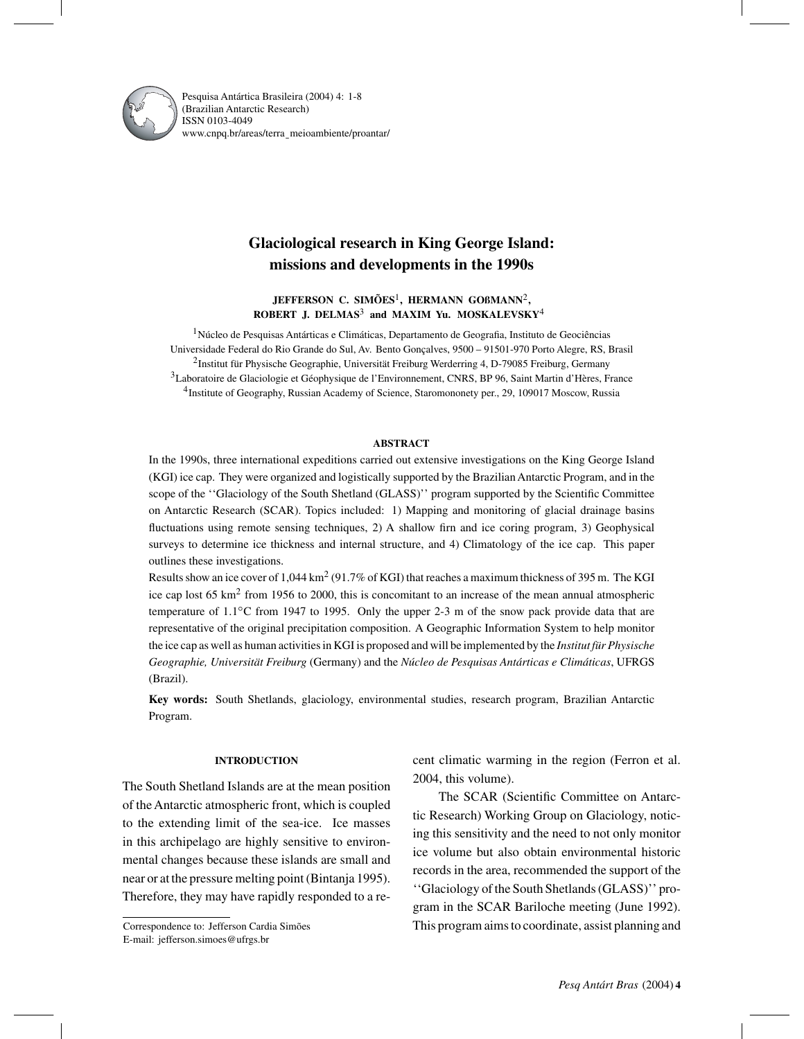# Glaciological research in King George Island: missions and developments in the 1990s

**JEFFERSON C. SIMÕES**[1], **HERMANN GOßMANN**[2], **ROBERT J. DELMAS**[3] and **MAXIM Yu. MOSKALEVSKY**[4]

[1]Núcleo de Pesquisas Antárticas e Climáticas, Departamento de Geografia, Instituto de Geociências Universidade Federal do Rio Grande do Sul, Av. Bento Gonçalves, 9500 – 91501-970 Porto Alegre, RS, Brasil

[2]Institut für Physische Geographie, Universität Freiburg Werderring 4, D-79085 Freiburg, Germany

[3]Laboratoire de Glaciologie et Géophysique de l'Environnement, CNRS, BP 96, Saint Martin d'Hères, France

[4]Institute of Geography, Russian Academy of Science, Staromononety per., 29, 109017 Moscow, Russia

#### ABSTRACT

In the 1990s, three international expeditions carried out extensive investigations on the King George Island (KGI) ice cap. They were organized and logistically supported by the Brazilian Antarctic Program, and in the scope of the ''Glaciology of the South Shetland (GLASS)'' program supported by the Scientific Committee on Antarctic Research (SCAR). Topics included: 1) Mapping and monitoring of glacial drainage basins fluctuations using remote sensing techniques, 2) A shallow firn and ice coring program, 3) Geophysical surveys to determine ice thickness and internal structure, and 4) Climatology of the ice cap. This paper outlines these investigations.

Results show an ice cover of 1,044 km$^2$ (91.7% of KGI) that reaches a maximum thickness of 395 m. The KGI ice cap lost 65 km$^2$ from 1956 to 2000, this is concomitant to an increase of the mean annual atmospheric temperature of 1.1°C from 1947 to 1995. Only the upper 2-3 m of the snow pack provide data that are representative of the original precipitation composition. A Geographic Information System to help monitor the ice cap as well as human activities in KGI is proposed and will be implemented by the *Institut für Physische Geographie, Universität Freiburg* (Germany) and the *Núcleo de Pesquisas Antárticas e Climáticas*, UFRGS (Brazil).

**Key words:** South Shetlands, glaciology, environmental studies, research program, Brazilian Antarctic Program.

#### INTRODUCTION

The South Shetland Islands are at the mean position of the Antarctic atmospheric front, which is coupled to the extending limit of the sea-ice. Ice masses in this archipelago are highly sensitive to environmental changes because these islands are small and near or at the pressure melting point (Bintanja 1995). Therefore, they may have rapidly responded to a recent climatic warming in the region (Ferron et al. 2004, this volume).

The SCAR (Scientific Committee on Antarctic Research) Working Group on Glaciology, noticing this sensitivity and the need to not only monitor ice volume but also obtain environmental historic records in the area, recommended the support of the ''Glaciology of the South Shetlands (GLASS)'' program in the SCAR Bariloche meeting (June 1992). This program aims to coordinate, assist planning and

Correspondence to: Jefferson Cardia Simões
E-mail: jefferson.simoes@ufrgs.br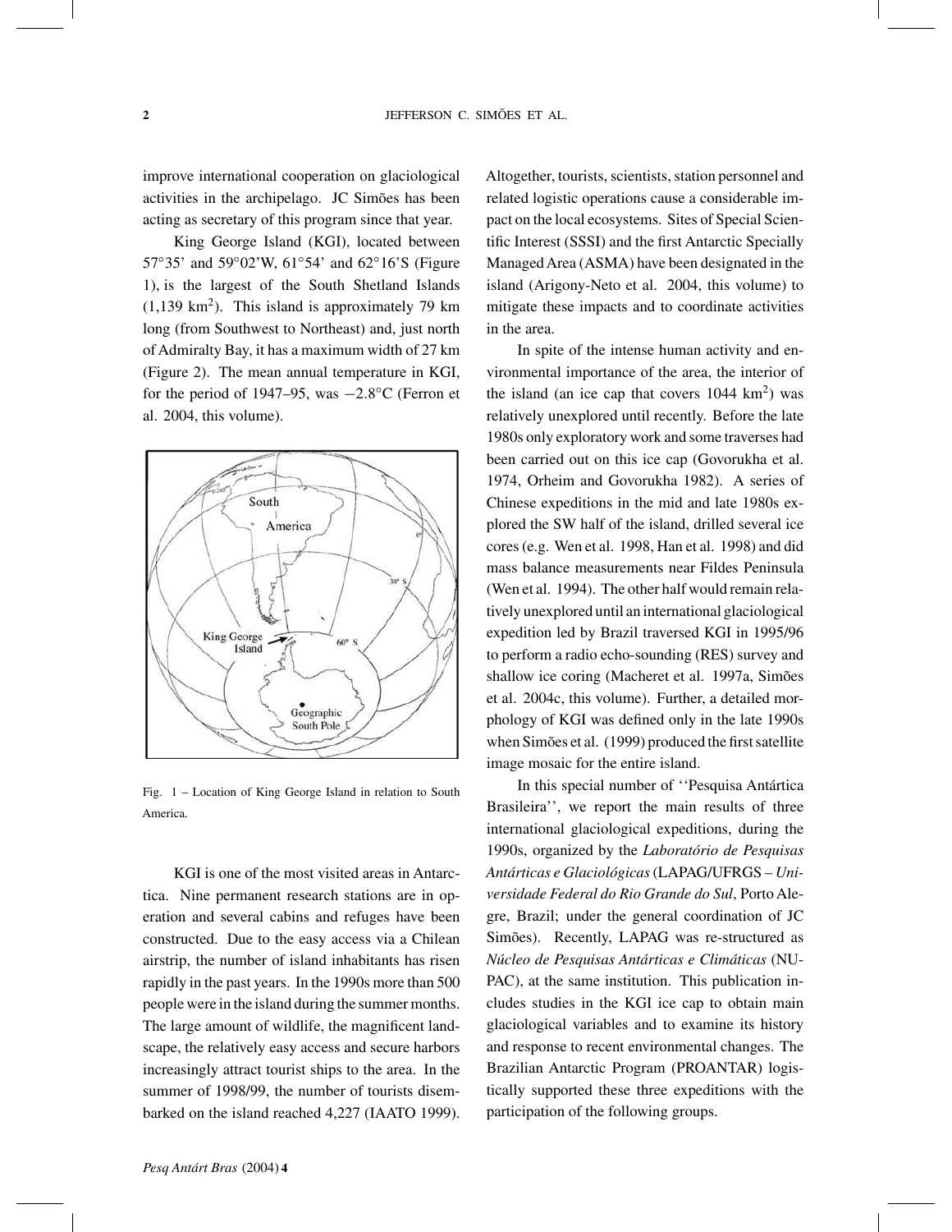improve international cooperation on glaciological activities in the archipelago. JC Simões has been acting as secretary of this program since that year.

King George Island (KGI), located between 57°35' and 59°02'W, 61°54' and 62°16'S (Figure 1), is the largest of the South Shetland Islands (1,139 km$^2$). This island is approximately 79 km long (from Southwest to Northeast) and, just north of Admiralty Bay, it has a maximum width of 27 km (Figure 2). The mean annual temperature in KGI, for the period of 1947–95, was −2.8°C (Ferron et al. 2004, this volume).

Fig. 1 – Location of King George Island in relation to South America.

KGI is one of the most visited areas in Antarctica. Nine permanent research stations are in operation and several cabins and refuges have been constructed. Due to the easy access via a Chilean airstrip, the number of island inhabitants has risen rapidly in the past years. In the 1990s more than 500 people were in the island during the summer months. The large amount of wildlife, the magnificent landscape, the relatively easy access and secure harbors increasingly attract tourist ships to the area. In the summer of 1998/99, the number of tourists disembarked on the island reached 4,227 (IAATO 1999). Altogether, tourists, scientists, station personnel and related logistic operations cause a considerable impact on the local ecosystems. Sites of Special Scientific Interest (SSSI) and the first Antarctic Specially Managed Area (ASMA) have been designated in the island (Arigony-Neto et al. 2004, this volume) to mitigate these impacts and to coordinate activities in the area.

In spite of the intense human activity and environmental importance of the area, the interior of the island (an ice cap that covers 1044 km$^2$) was relatively unexplored until recently. Before the late 1980s only exploratory work and some traverses had been carried out on this ice cap (Govorukha et al. 1974, Orheim and Govorukha 1982). A series of Chinese expeditions in the mid and late 1980s explored the SW half of the island, drilled several ice cores (e.g. Wen et al. 1998, Han et al. 1998) and did mass balance measurements near Fildes Peninsula (Wen et al. 1994). The other half would remain relatively unexplored until an international glaciological expedition led by Brazil traversed KGI in 1995/96 to perform a radio echo-sounding (RES) survey and shallow ice coring (Macheret et al. 1997a, Simões et al. 2004c, this volume). Further, a detailed morphology of KGI was defined only in the late 1990s when Simões et al. (1999) produced the first satellite image mosaic for the entire island.

In this special number of ''Pesquisa Antártica Brasileira'', we report the main results of three international glaciological expeditions, during the 1990s, organized by the *Laboratório de Pesquisas Antárticas e Glaciológicas* (LAPAG/UFRGS – *Universidade Federal do Rio Grande do Sul*, Porto Alegre, Brazil; under the general coordination of JC Simões). Recently, LAPAG was re-structured as *Núcleo de Pesquisas Antárticas e Climáticas* (NUPAC), at the same institution. This publication includes studies in the KGI ice cap to obtain main glaciological variables and to examine its history and response to recent environmental changes. The Brazilian Antarctic Program (PROANTAR) logistically supported these three expeditions with the participation of the following groups.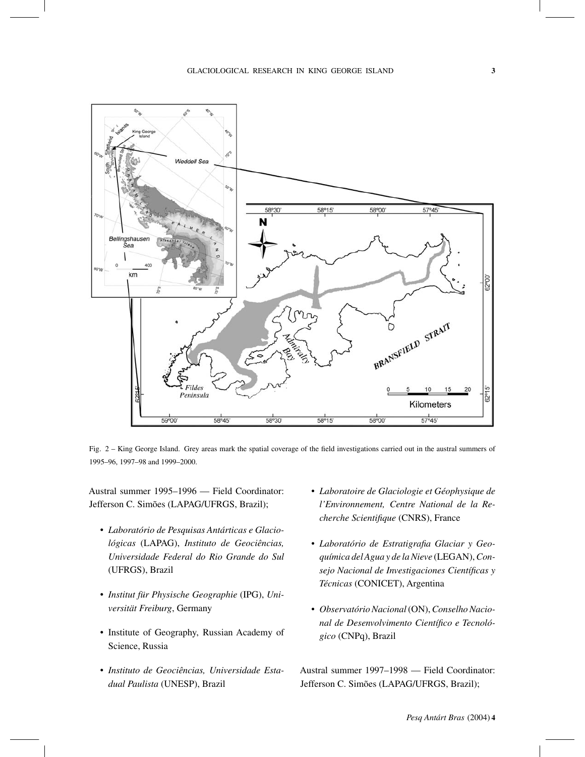Fig. 2 – King George Island. Grey areas mark the spatial coverage of the field investigations carried out in the austral summers of 1995–96, 1997–98 and 1999–2000.

Austral summer 1995–1996 — Field Coordinator: Jefferson C. Simões (LAPAG/UFRGS, Brazil);

- *Laboratório de Pesquisas Antárticas e Glaciológicas* (LAPAG), *Instituto de Geociências, Universidade Federal do Rio Grande do Sul* (UFRGS), Brazil
- *Institut für Physische Geographie* (IPG), *Universität Freiburg*, Germany
- Institute of Geography, Russian Academy of Science, Russia
- *Instituto de Geociências, Universidade Estadual Paulista* (UNESP), Brazil
- *Laboratoire de Glaciologie et Géophysique de l'Environnement, Centre National de la Recherche Scientifique* (CNRS), France
- *Laboratório de Estratigrafia Glaciar y Geoquímica del Agua y de la Nieve* (LEGAN), *Consejo Nacional de Investigaciones Científicas y Técnicas* (CONICET), Argentina
- *Observatório Nacional* (ON), *Conselho Nacional de Desenvolvimento Científico e Tecnológico* (CNPq), Brazil

Austral summer 1997–1998 — Field Coordinator: Jefferson C. Simões (LAPAG/UFRGS, Brazil);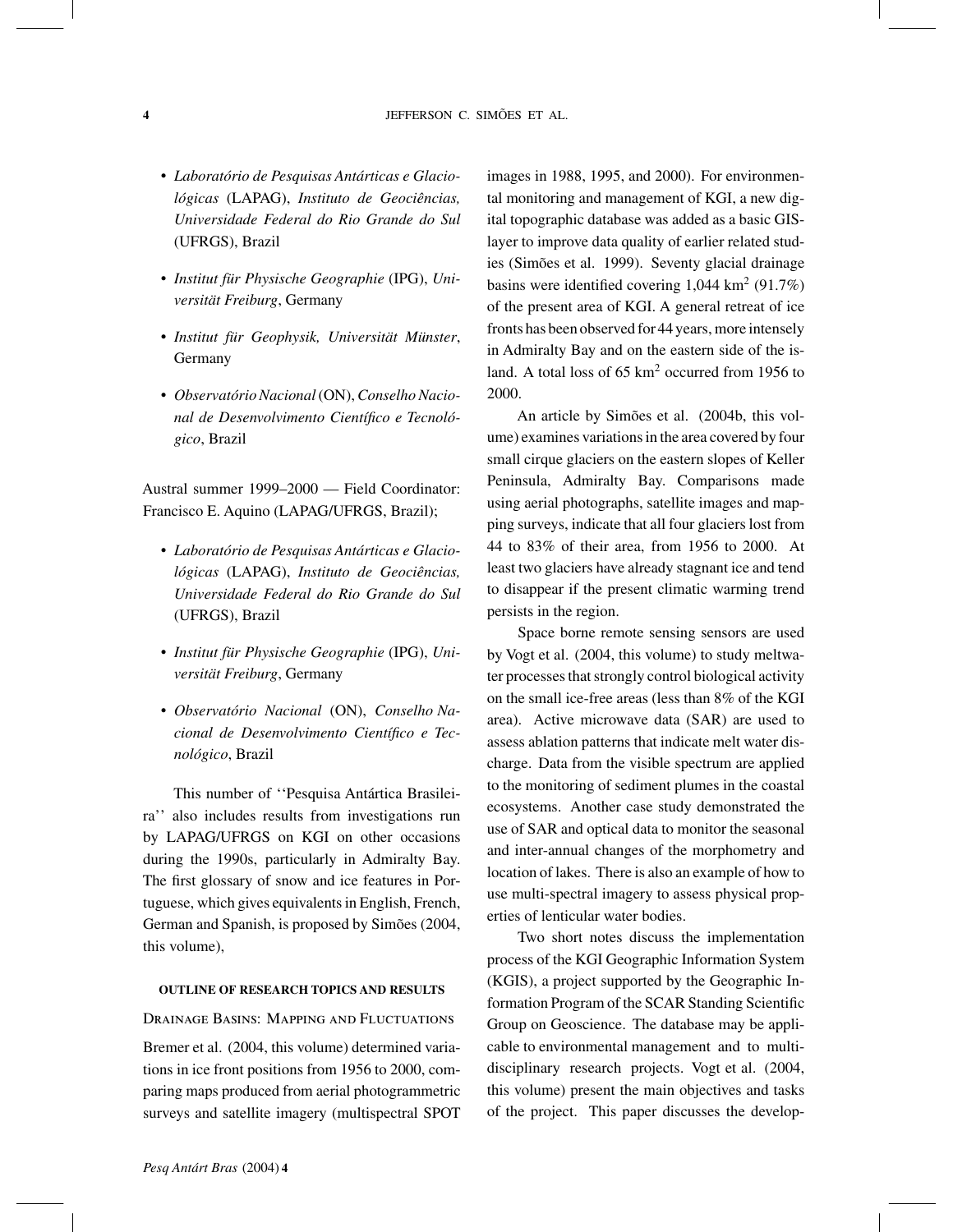- *Laboratório de Pesquisas Antárticas e Glaciológicas* (LAPAG), *Instituto de Geociências, Universidade Federal do Rio Grande do Sul* (UFRGS), Brazil

- *Institut für Physische Geographie* (IPG), *Universität Freiburg*, Germany

- *Institut für Geophysik, Universität Münster*, Germany

- *Observatório Nacional* (ON), *Conselho Nacional de Desenvolvimento Científico e Tecnológico*, Brazil

Austral summer 1999–2000 — Field Coordinator: Francisco E. Aquino (LAPAG/UFRGS, Brazil);

- *Laboratório de Pesquisas Antárticas e Glaciológicas* (LAPAG), *Instituto de Geociências, Universidade Federal do Rio Grande do Sul* (UFRGS), Brazil

- *Institut für Physische Geographie* (IPG), *Universität Freiburg*, Germany

- *Observatório Nacional* (ON), *Conselho Nacional de Desenvolvimento Científico e Tecnológico*, Brazil

This number of ''Pesquisa Antártica Brasileira'' also includes results from investigations run by LAPAG/UFRGS on KGI on other occasions during the 1990s, particularly in Admiralty Bay. The first glossary of snow and ice features in Portuguese, which gives equivalents in English, French, German and Spanish, is proposed by Simões (2004, this volume),

#### OUTLINE OF RESEARCH TOPICS AND RESULTS

##### Drainage Basins: Mapping and Fluctuations

Bremer et al. (2004, this volume) determined variations in ice front positions from 1956 to 2000, comparing maps produced from aerial photogrammetric surveys and satellite imagery (multispectral SPOT images in 1988, 1995, and 2000). For environmental monitoring and management of KGI, a new digital topographic database was added as a basic GIS-layer to improve data quality of earlier related studies (Simões et al. 1999). Seventy glacial drainage basins were identified covering 1,044 km$^2$ (91.7%) of the present area of KGI. A general retreat of ice fronts has been observed for 44 years, more intensely in Admiralty Bay and on the eastern side of the island. A total loss of 65 km$^2$ occurred from 1956 to 2000.

An article by Simões et al. (2004b, this volume) examines variations in the area covered by four small cirque glaciers on the eastern slopes of Keller Peninsula, Admiralty Bay. Comparisons made using aerial photographs, satellite images and mapping surveys, indicate that all four glaciers lost from 44 to 83% of their area, from 1956 to 2000. At least two glaciers have already stagnant ice and tend to disappear if the present climatic warming trend persists in the region.

Space borne remote sensing sensors are used by Vogt et al. (2004, this volume) to study meltwater processes that strongly control biological activity on the small ice-free areas (less than 8% of the KGI area). Active microwave data (SAR) are used to assess ablation patterns that indicate melt water discharge. Data from the visible spectrum are applied to the monitoring of sediment plumes in the coastal ecosystems. Another case study demonstrated the use of SAR and optical data to monitor the seasonal and inter-annual changes of the morphometry and location of lakes. There is also an example of how to use multi-spectral imagery to assess physical properties of lenticular water bodies.

Two short notes discuss the implementation process of the KGI Geographic Information System (KGIS), a project supported by the Geographic Information Program of the SCAR Standing Scientific Group on Geoscience. The database may be applicable to environmental management and to multidisciplinary research projects. Vogt et al. (2004, this volume) present the main objectives and tasks of the project. This paper discusses the develop-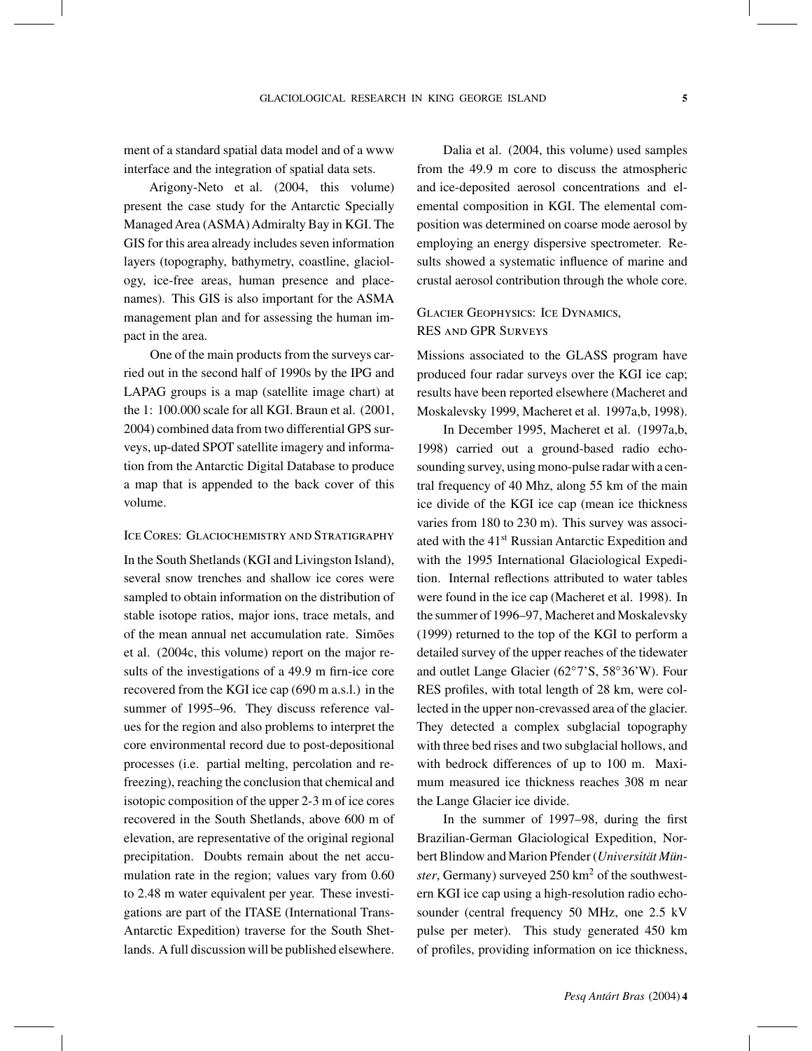ment of a standard spatial data model and of a www interface and the integration of spatial data sets.

Arigony-Neto et al. (2004, this volume) present the case study for the Antarctic Specially Managed Area (ASMA) Admiralty Bay in KGI. The GIS for this area already includes seven information layers (topography, bathymetry, coastline, glaciology, ice-free areas, human presence and placenames). This GIS is also important for the ASMA management plan and for assessing the human impact in the area.

One of the main products from the surveys carried out in the second half of 1990s by the IPG and LAPAG groups is a map (satellite image chart) at the 1: 100.000 scale for all KGI. Braun et al. (2001, 2004) combined data from two differential GPS surveys, up-dated SPOT satellite imagery and information from the Antarctic Digital Database to produce a map that is appended to the back cover of this volume.

## Ice Cores: Glaciochemistry and Stratigraphy

In the South Shetlands (KGI and Livingston Island), several snow trenches and shallow ice cores were sampled to obtain information on the distribution of stable isotope ratios, major ions, trace metals, and of the mean annual net accumulation rate. Simões et al. (2004c, this volume) report on the major results of the investigations of a 49.9 m firn-ice core recovered from the KGI ice cap (690 m a.s.l.) in the summer of 1995–96. They discuss reference values for the region and also problems to interpret the core environmental record due to post-depositional processes (i.e. partial melting, percolation and refreezing), reaching the conclusion that chemical and isotopic composition of the upper 2-3 m of ice cores recovered in the South Shetlands, above 600 m of elevation, are representative of the original regional precipitation. Doubts remain about the net accumulation rate in the region; values vary from 0.60 to 2.48 m water equivalent per year. These investigations are part of the ITASE (International Trans-Antarctic Expedition) traverse for the South Shetlands. A full discussion will be published elsewhere.

Dalia et al. (2004, this volume) used samples from the 49.9 m core to discuss the atmospheric and ice-deposited aerosol concentrations and elemental composition in KGI. The elemental composition was determined on coarse mode aerosol by employing an energy dispersive spectrometer. Results showed a systematic influence of marine and crustal aerosol contribution through the whole core.

## Glacier Geophysics: Ice Dynamics, RES and GPR Surveys

Missions associated to the GLASS program have produced four radar surveys over the KGI ice cap; results have been reported elsewhere (Macheret and Moskalevsky 1999, Macheret et al. 1997a,b, 1998).

In December 1995, Macheret et al. (1997a,b, 1998) carried out a ground-based radio echo-sounding survey, using mono-pulse radar with a central frequency of 40 Mhz, along 55 km of the main ice divide of the KGI ice cap (mean ice thickness varies from 180 to 230 m). This survey was associated with the 41st Russian Antarctic Expedition and with the 1995 International Glaciological Expedition. Internal reflections attributed to water tables were found in the ice cap (Macheret et al. 1998). In the summer of 1996–97, Macheret and Moskalevsky (1999) returned to the top of the KGI to perform a detailed survey of the upper reaches of the tidewater and outlet Lange Glacier (62°7'S, 58°36'W). Four RES profiles, with total length of 28 km, were collected in the upper non-crevassed area of the glacier. They detected a complex subglacial topography with three bed rises and two subglacial hollows, and with bedrock differences of up to 100 m. Maximum measured ice thickness reaches 308 m near the Lange Glacier ice divide.

In the summer of 1997–98, during the first Brazilian-German Glaciological Expedition, Norbert Blindow and Marion Pfender (*Universität Münster*, Germany) surveyed 250 km$^2$ of the southwestern KGI ice cap using a high-resolution radio echo-sounder (central frequency 50 MHz, one 2.5 kV pulse per meter). This study generated 450 km of profiles, providing information on ice thickness,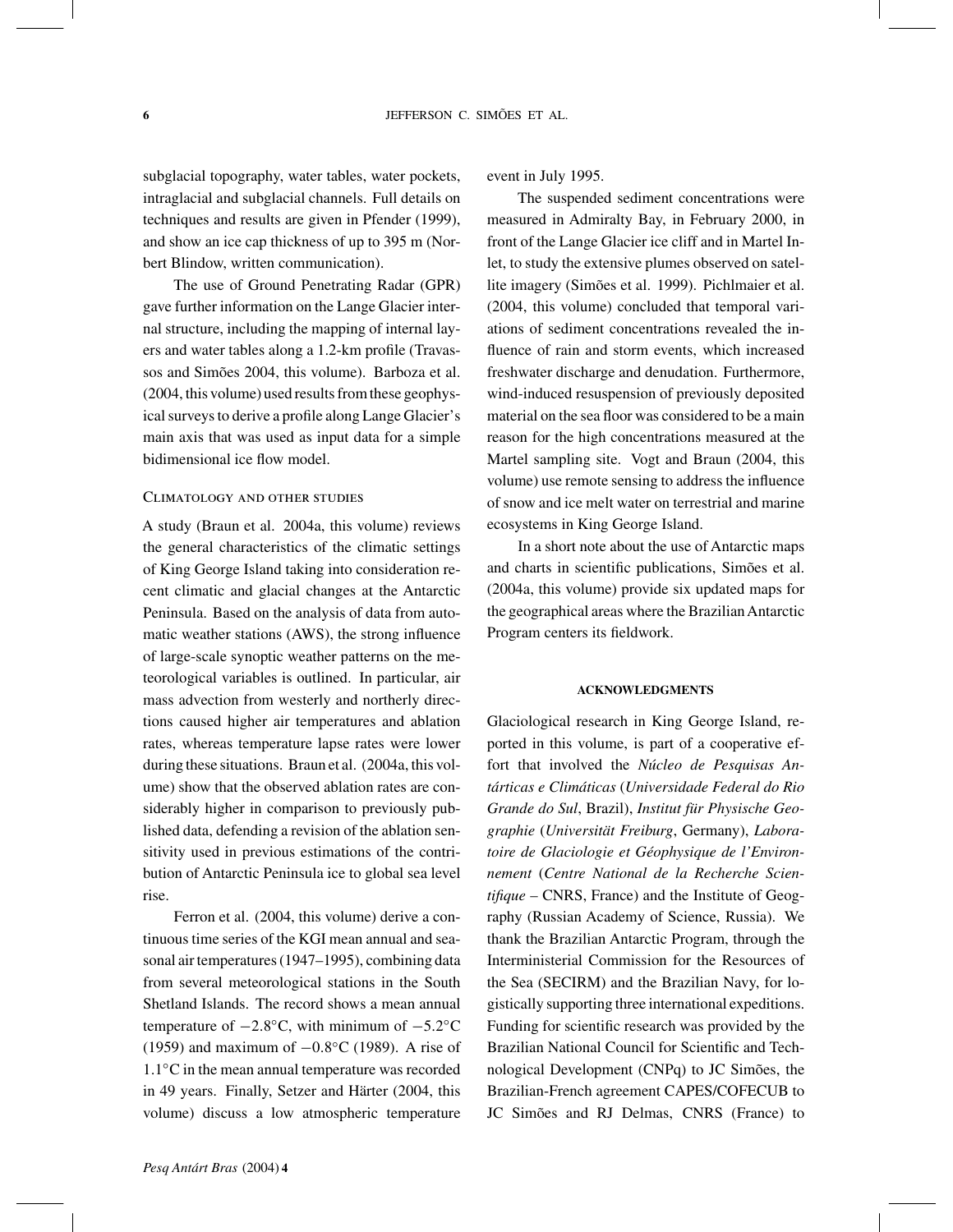subglacial topography, water tables, water pockets, intraglacial and subglacial channels. Full details on techniques and results are given in Pfender (1999), and show an ice cap thickness of up to 395 m (Norbert Blindow, written communication).

The use of Ground Penetrating Radar (GPR) gave further information on the Lange Glacier internal structure, including the mapping of internal layers and water tables along a 1.2-km profile (Travassos and Simões 2004, this volume). Barboza et al. (2004, this volume) used results from these geophysical surveys to derive a profile along Lange Glacier's main axis that was used as input data for a simple bidimensional ice flow model.

### Climatology and other studies

A study (Braun et al. 2004a, this volume) reviews the general characteristics of the climatic settings of King George Island taking into consideration recent climatic and glacial changes at the Antarctic Peninsula. Based on the analysis of data from automatic weather stations (AWS), the strong influence of large-scale synoptic weather patterns on the meteorological variables is outlined. In particular, air mass advection from westerly and northerly directions caused higher air temperatures and ablation rates, whereas temperature lapse rates were lower during these situations. Braun et al. (2004a, this volume) show that the observed ablation rates are considerably higher in comparison to previously published data, defending a revision of the ablation sensitivity used in previous estimations of the contribution of Antarctic Peninsula ice to global sea level rise.

Ferron et al. (2004, this volume) derive a continuous time series of the KGI mean annual and seasonal air temperatures (1947–1995), combining data from several meteorological stations in the South Shetland Islands. The record shows a mean annual temperature of $-2.8°C$, with minimum of $-5.2°C$ (1959) and maximum of $-0.8°C$ (1989). A rise of $1.1°C$ in the mean annual temperature was recorded in 49 years. Finally, Setzer and Härter (2004, this volume) discuss a low atmospheric temperature event in July 1995.

The suspended sediment concentrations were measured in Admiralty Bay, in February 2000, in front of the Lange Glacier ice cliff and in Martel Inlet, to study the extensive plumes observed on satellite imagery (Simões et al. 1999). Pichlmaier et al. (2004, this volume) concluded that temporal variations of sediment concentrations revealed the influence of rain and storm events, which increased freshwater discharge and denudation. Furthermore, wind-induced resuspension of previously deposited material on the sea floor was considered to be a main reason for the high concentrations measured at the Martel sampling site. Vogt and Braun (2004, this volume) use remote sensing to address the influence of snow and ice melt water on terrestrial and marine ecosystems in King George Island.

In a short note about the use of Antarctic maps and charts in scientific publications, Simões et al. (2004a, this volume) provide six updated maps for the geographical areas where the Brazilian Antarctic Program centers its fieldwork.

## ACKNOWLEDGMENTS

Glaciological research in King George Island, reported in this volume, is part of a cooperative effort that involved the *Núcleo de Pesquisas Antárticas e Climáticas* (*Universidade Federal do Rio Grande do Sul*, Brazil), *Institut für Physische Geographie* (*Universität Freiburg*, Germany), *Laboratoire de Glaciologie et Géophysique de l'Environnement* (*Centre National de la Recherche Scientifique* – CNRS, France) and the Institute of Geography (Russian Academy of Science, Russia). We thank the Brazilian Antarctic Program, through the Interministerial Commission for the Resources of the Sea (SECIRM) and the Brazilian Navy, for logistically supporting three international expeditions. Funding for scientific research was provided by the Brazilian National Council for Scientific and Technological Development (CNPq) to JC Simões, the Brazilian-French agreement CAPES/COFECUB to JC Simões and RJ Delmas, CNRS (France) to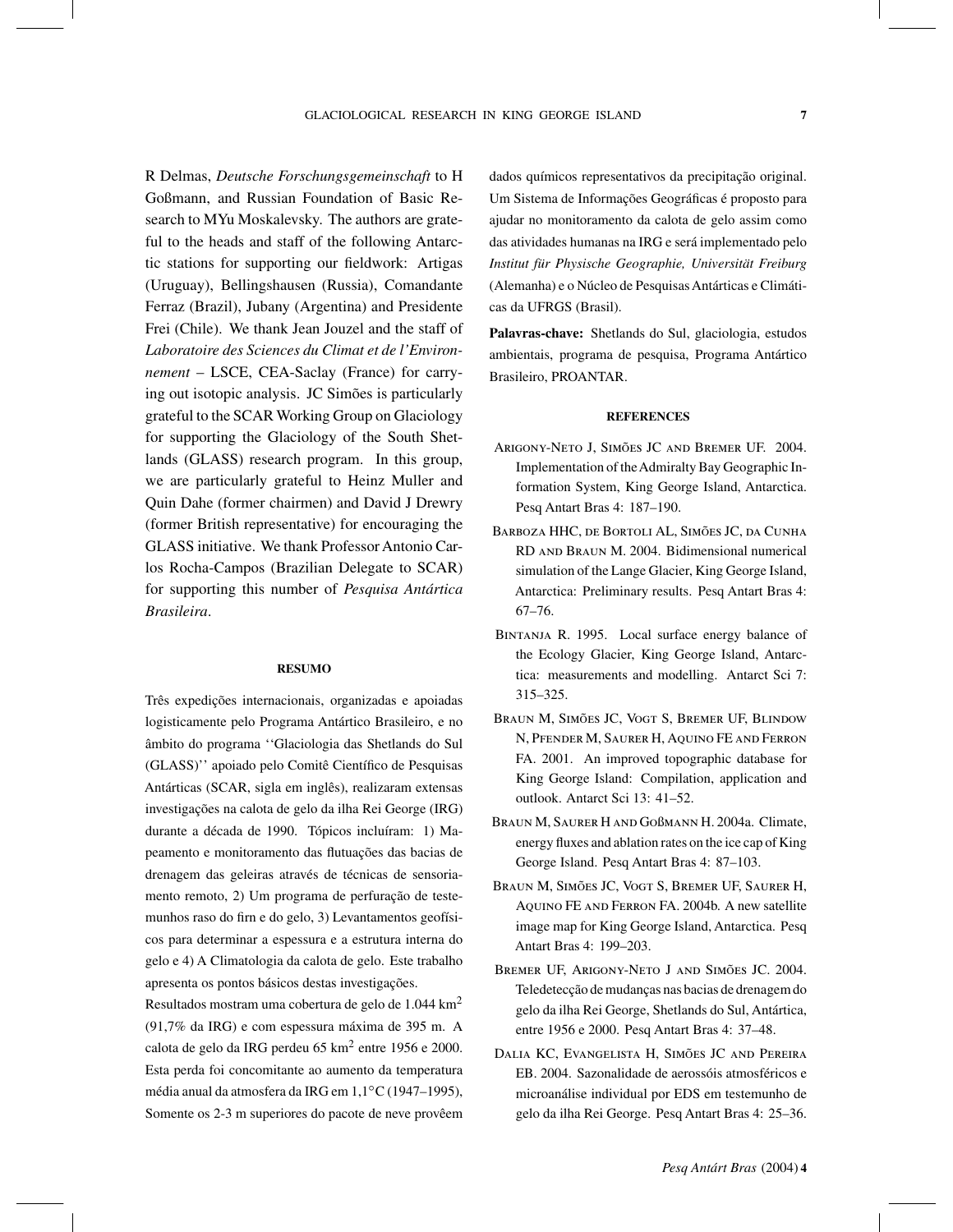R Delmas, *Deutsche Forschungsgemeinschaft* to H Goßmann, and Russian Foundation of Basic Research to MYu Moskalevsky. The authors are grateful to the heads and staff of the following Antarctic stations for supporting our fieldwork: Artigas (Uruguay), Bellingshausen (Russia), Comandante Ferraz (Brazil), Jubany (Argentina) and Presidente Frei (Chile). We thank Jean Jouzel and the staff of *Laboratoire des Sciences du Climat et de l'Environnement* – LSCE, CEA-Saclay (France) for carrying out isotopic analysis. JC Simões is particularly grateful to the SCAR Working Group on Glaciology for supporting the Glaciology of the South Shetlands (GLASS) research program. In this group, we are particularly grateful to Heinz Muller and Quin Dahe (former chairmen) and David J Drewry (former British representative) for encouraging the GLASS initiative. We thank Professor Antonio Carlos Rocha-Campos (Brazilian Delegate to SCAR) for supporting this number of *Pesquisa Antártica Brasileira*.

#### RESUMO

Três expedições internacionais, organizadas e apoiadas logisticamente pelo Programa Antártico Brasileiro, e no âmbito do programa ''Glaciologia das Shetlands do Sul (GLASS)'' apoiado pelo Comitê Científico de Pesquisas Antárticas (SCAR, sigla em inglês), realizaram extensas investigações na calota de gelo da ilha Rei George (IRG) durante a década de 1990. Tópicos incluíram: 1) Mapeamento e monitoramento das flutuações das bacias de drenagem das geleiras através de técnicas de sensoriamento remoto, 2) Um programa de perfuração de testemunhos raso do firn e do gelo, 3) Levantamentos geofísicos para determinar a espessura e a estrutura interna do gelo e 4) A Climatologia da calota de gelo. Este trabalho apresenta os pontos básicos destas investigações.

Resultados mostram uma cobertura de gelo de 1.044 $km^2$ (91,7% da IRG) e com espessura máxima de 395 m. A calota de gelo da IRG perdeu 65 $km^2$ entre 1956 e 2000. Esta perda foi concomitante ao aumento da temperatura média anual da atmosfera da IRG em 1,1°C (1947–1995), Somente os 2-3 m superiores do pacote de neve provêem dados químicos representativos da precipitação original. Um Sistema de Informações Geográficas é proposto para ajudar no monitoramento da calota de gelo assim como das atividades humanas na IRG e será implementado pelo *Institut für Physische Geographie, Universität Freiburg* (Alemanha) e o Núcleo de Pesquisas Antárticas e Climáticas da UFRGS (Brasil).

**Palavras-chave:** Shetlands do Sul, glaciologia, estudos ambientais, programa de pesquisa, Programa Antártico Brasileiro, PROANTAR.

#### REFERENCES

Arigony-Neto J, Simões JC and Bremer UF. 2004. Implementation of the Admiralty Bay Geographic Information System, King George Island, Antarctica. Pesq Antart Bras 4: 187–190.

Barboza HHC, de Bortoli AL, Simões JC, da Cunha RD and Braun M. 2004. Bidimensional numerical simulation of the Lange Glacier, King George Island, Antarctica: Preliminary results. Pesq Antart Bras 4: 67–76.

Bintanja R. 1995. Local surface energy balance of the Ecology Glacier, King George Island, Antarctica: measurements and modelling. Antarct Sci 7: 315–325.

Braun M, Simões JC, Vogt S, Bremer UF, Blindow N, Pfender M, Saurer H, Aquino FE and Ferron FA. 2001. An improved topographic database for King George Island: Compilation, application and outlook. Antarct Sci 13: 41–52.

Braun M, Saurer H and Goßmann H. 2004a. Climate, energy fluxes and ablation rates on the ice cap of King George Island. Pesq Antart Bras 4: 87–103.

Braun M, Simões JC, Vogt S, Bremer UF, Saurer H, Aquino FE and Ferron FA. 2004b. A new satellite image map for King George Island, Antarctica. Pesq Antart Bras 4: 199–203.

Bremer UF, Arigony-Neto J and Simões JC. 2004. Teledetecção de mudanças nas bacias de drenagem do gelo da ilha Rei George, Shetlands do Sul, Antártica, entre 1956 e 2000. Pesq Antart Bras 4: 37–48.

Dalia KC, Evangelista H, Simões JC and Pereira EB. 2004. Sazonalidade de aerossóis atmosféricos e microanálise individual por EDS em testemunho de gelo da ilha Rei George. Pesq Antart Bras 4: 25–36.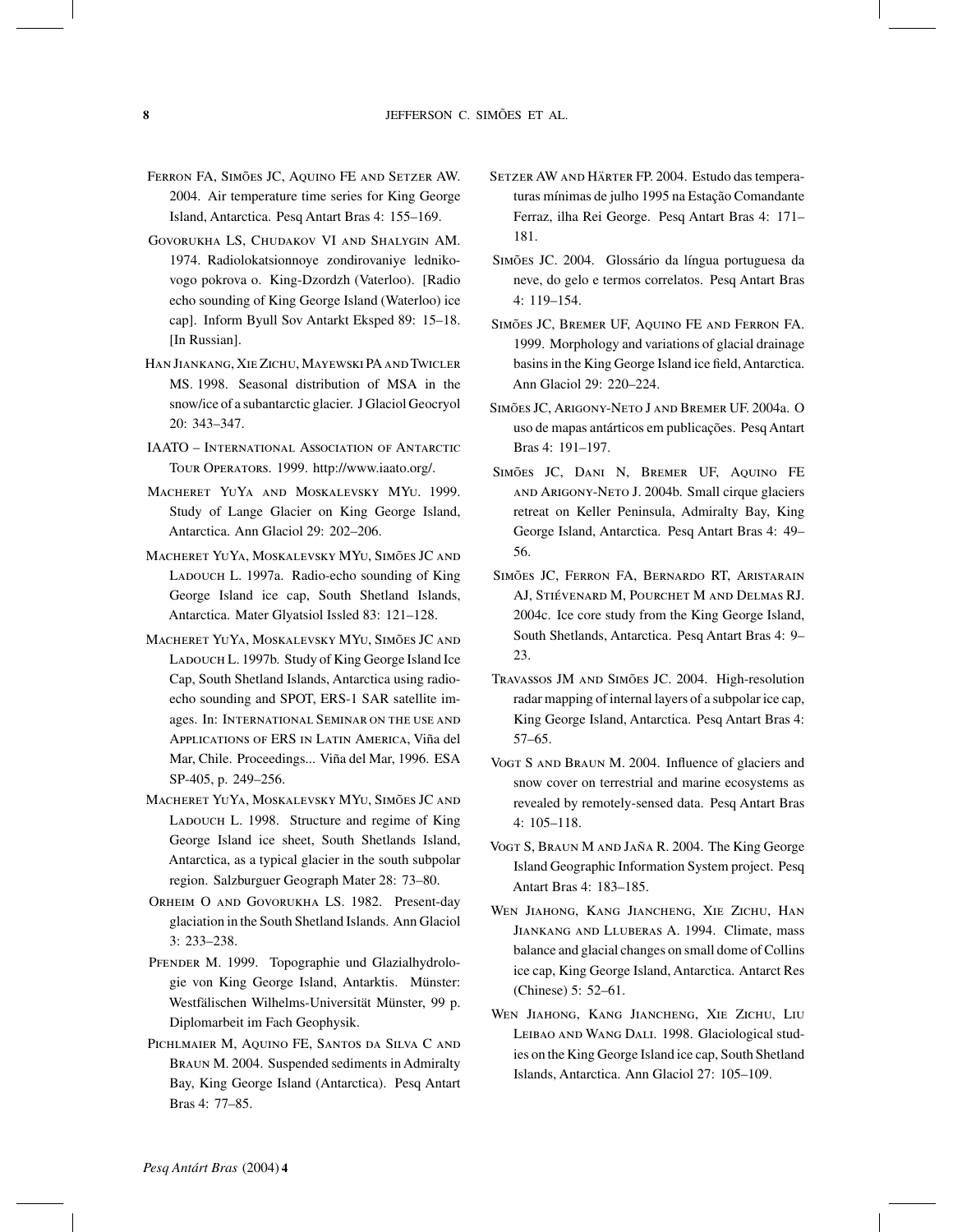Ferron FA, Simões JC, Aquino FE and Setzer AW. 2004. Air temperature time series for King George Island, Antarctica. Pesq Antart Bras 4: 155–169.

Govorukha LS, Chudakov VI and Shalygin AM. 1974. Radiolokatsionnoye zondirovaniye lednikovogo pokrova o. King-Dzordzh (Vaterloo). [Radio echo sounding of King George Island (Waterloo) ice cap]. Inform Byull Sov Antarkt Eksped 89: 15–18. [In Russian].

Han Jiankang, Xie Zichu, Mayewski PA and Twicler MS. 1998. Seasonal distribution of MSA in the snow/ice of a subantarctic glacier. J Glaciol Geocryol 20: 343–347.

IAATO – International Association of Antarctic Tour Operators. 1999. http://www.iaato.org/.

Macheret YuYa and Moskalevsky MYu. 1999. Study of Lange Glacier on King George Island, Antarctica. Ann Glaciol 29: 202–206.

Macheret YuYa, Moskalevsky MYu, Simões JC and Ladouch L. 1997a. Radio-echo sounding of King George Island ice cap, South Shetland Islands, Antarctica. Mater Glyatsiol Issled 83: 121–128.

Macheret YuYa, Moskalevsky MYu, Simões JC and Ladouch L. 1997b. Study of King George Island Ice Cap, South Shetland Islands, Antarctica using radio-echo sounding and SPOT, ERS-1 SAR satellite images. In: International Seminar on the use and Applications of ERS in Latin America, Viña del Mar, Chile. Proceedings... Viña del Mar, 1996. ESA SP-405, p. 249–256.

Macheret YuYa, Moskalevsky MYu, Simões JC and Ladouch L. 1998. Structure and regime of King George Island ice sheet, South Shetlands Island, Antarctica, as a typical glacier in the south subpolar region. Salzburguer Geograph Mater 28: 73–80.

Orheim O and Govorukha LS. 1982. Present-day glaciation in the South Shetland Islands. Ann Glaciol 3: 233–238.

Pfender M. 1999. Topographie und Glazialhydrologie von King George Island, Antarktis. Münster: Westfälischen Wilhelms-Universität Münster, 99 p. Diplomarbeit im Fach Geophysik.

Pichlmaier M, Aquino FE, Santos da Silva C and Braun M. 2004. Suspended sediments in Admiralty Bay, King George Island (Antarctica). Pesq Antart Bras 4: 77–85.

Setzer AW and Härter FP. 2004. Estudo das temperaturas mínimas de julho 1995 na Estação Comandante Ferraz, ilha Rei George. Pesq Antart Bras 4: 171–181.

Simões JC. 2004. Glossário da língua portuguesa da neve, do gelo e termos correlatos. Pesq Antart Bras 4: 119–154.

Simões JC, Bremer UF, Aquino FE and Ferron FA. 1999. Morphology and variations of glacial drainage basins in the King George Island ice field, Antarctica. Ann Glaciol 29: 220–224.

Simões JC, Arigony-Neto J and Bremer UF. 2004a. O uso de mapas antárticos em publicações. Pesq Antart Bras 4: 191–197.

Simões JC, Dani N, Bremer UF, Aquino FE and Arigony-Neto J. 2004b. Small cirque glaciers retreat on Keller Peninsula, Admiralty Bay, King George Island, Antarctica. Pesq Antart Bras 4: 49–56.

Simões JC, Ferron FA, Bernardo RT, Aristarain AJ, Stiévenard M, Pourchet M and Delmas RJ. 2004c. Ice core study from the King George Island, South Shetlands, Antarctica. Pesq Antart Bras 4: 9–23.

Travassos JM and Simões JC. 2004. High-resolution radar mapping of internal layers of a subpolar ice cap, King George Island, Antarctica. Pesq Antart Bras 4: 57–65.

Vogt S and Braun M. 2004. Influence of glaciers and snow cover on terrestrial and marine ecosystems as revealed by remotely-sensed data. Pesq Antart Bras 4: 105–118.

Vogt S, Braun M and Jaña R. 2004. The King George Island Geographic Information System project. Pesq Antart Bras 4: 183–185.

Wen Jiahong, Kang Jiancheng, Xie Zichu, Han Jiankang and Lluberas A. 1994. Climate, mass balance and glacial changes on small dome of Collins ice cap, King George Island, Antarctica. Antarct Res (Chinese) 5: 52–61.

Wen Jiahong, Kang Jiancheng, Xie Zichu, Liu Leibao and Wang Dali. 1998. Glaciological studies on the King George Island ice cap, South Shetland Islands, Antarctica. Ann Glaciol 27: 105–109.